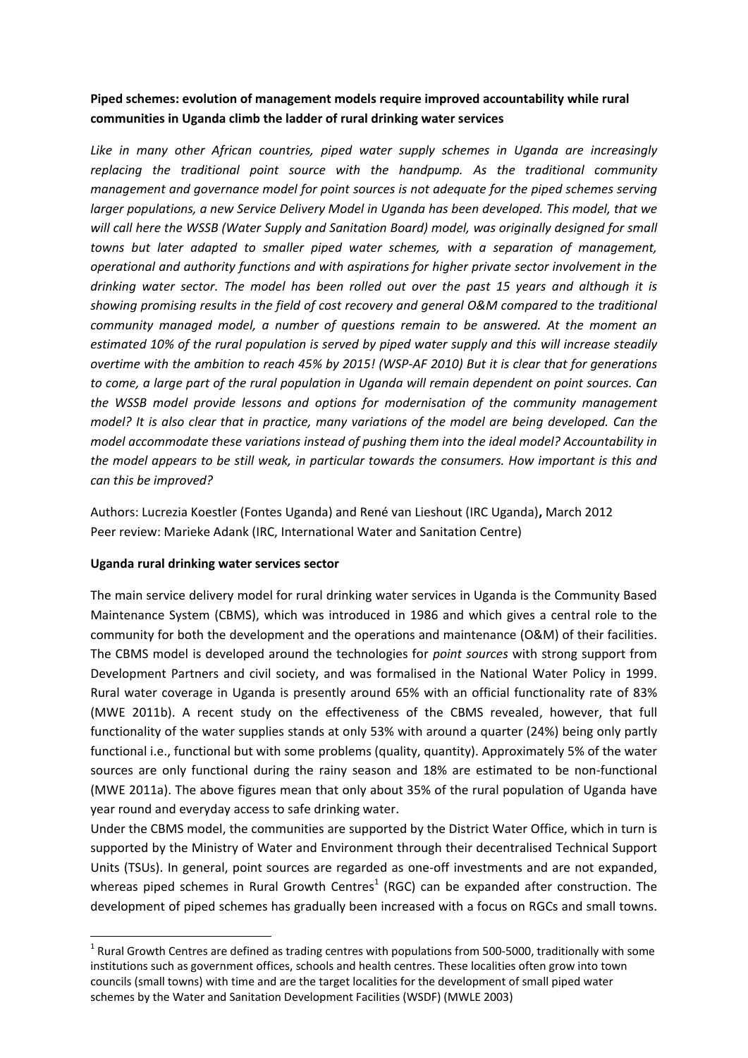**Piped schemes: evolution of management models require improved accountability while rural communities in Uganda climb the ladder of rural drinking water services**

*Like in many other African countries, piped water supply schemes in Uganda are increasingly replacing the traditional point source with the handpump. As the traditional community management and governance model for point sources is not adequate for the piped schemes serving larger populations, a new Service Delivery Model in Uganda has been developed. This model, that we will call here the WSSB (Water Supply and Sanitation Board) model, was originally designed for small towns but later adapted to smaller piped water schemes, with a separation of management, operational and authority functions and with aspirations for higher private sector involvement in the drinking water sector. The model has been rolled out over the past 15 years and although it is showing promising results in the field of cost recovery and general O&M compared to the traditional community managed model, a number of questions remain to be answered. At the moment an estimated 10% of the rural population is served by piped water supply and this will increase steadily overtime with the ambition to reach 45% by 2015! (WSP-AF 2010) But it is clear that for generations to come, a large part of the rural population in Uganda will remain dependent on point sources. Can the WSSB model provide lessons and options for modernisation of the community management model? It is also clear that in practice, many variations of the model are being developed. Can the model accommodate these variations instead of pushing them into the ideal model? Accountability in the model appears to be still weak, in particular towards the consumers. How important is this and can this be improved?*

Authors: Lucrezia Koestler (Fontes Uganda) and René van Lieshout (IRC Uganda)**,** March 2012
Peer review: Marieke Adank (IRC, International Water and Sanitation Centre)

**Uganda rural drinking water services sector**

The main service delivery model for rural drinking water services in Uganda is the Community Based Maintenance System (CBMS), which was introduced in 1986 and which gives a central role to the community for both the development and the operations and maintenance (O&M) of their facilities. The CBMS model is developed around the technologies for *point sources* with strong support from Development Partners and civil society, and was formalised in the National Water Policy in 1999. Rural water coverage in Uganda is presently around 65% with an official functionality rate of 83% (MWE 2011b). A recent study on the effectiveness of the CBMS revealed, however, that full functionality of the water supplies stands at only 53% with around a quarter (24%) being only partly functional i.e., functional but with some problems (quality, quantity). Approximately 5% of the water sources are only functional during the rainy season and 18% are estimated to be non-functional (MWE 2011a). The above figures mean that only about 35% of the rural population of Uganda have year round and everyday access to safe drinking water.

Under the CBMS model, the communities are supported by the District Water Office, which in turn is supported by the Ministry of Water and Environment through their decentralised Technical Support Units (TSUs). In general, point sources are regarded as one-off investments and are not expanded, whereas piped schemes in Rural Growth Centres[1] (RGC) can be expanded after construction. The development of piped schemes has gradually been increased with a focus on RGCs and small towns.

[1] Rural Growth Centres are defined as trading centres with populations from 500-5000, traditionally with some institutions such as government offices, schools and health centres. These localities often grow into town councils (small towns) with time and are the target localities for the development of small piped water schemes by the Water and Sanitation Development Facilities (WSDF) (MWLE 2003)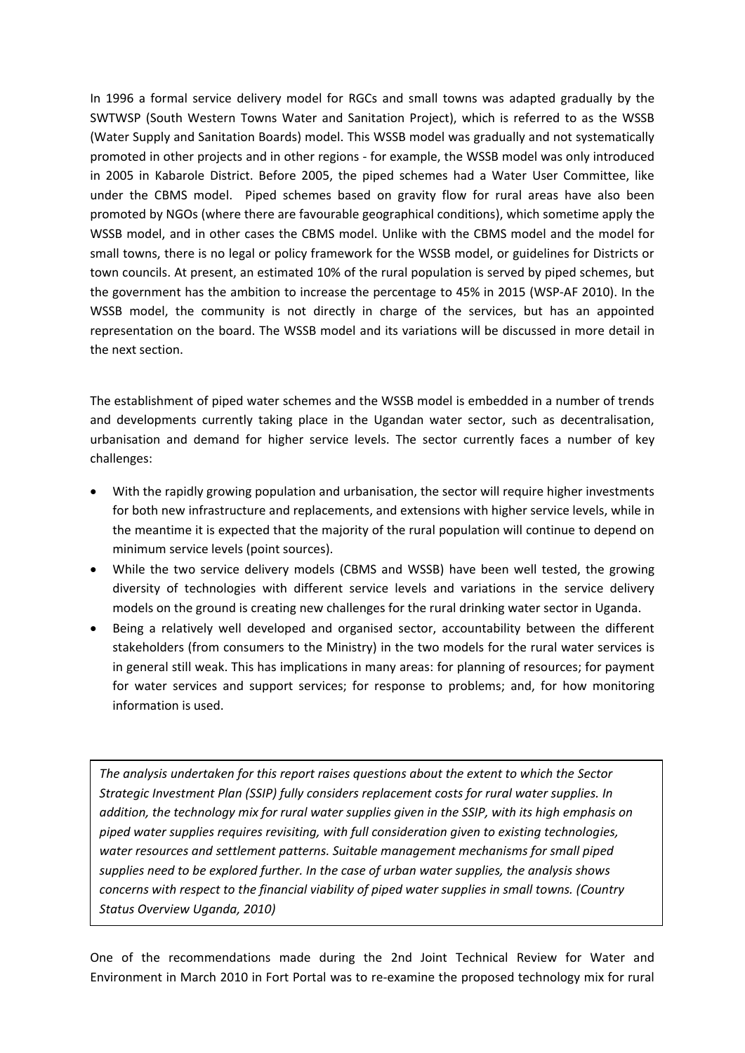In 1996 a formal service delivery model for RGCs and small towns was adapted gradually by the SWTWSP (South Western Towns Water and Sanitation Project), which is referred to as the WSSB (Water Supply and Sanitation Boards) model. This WSSB model was gradually and not systematically promoted in other projects and in other regions - for example, the WSSB model was only introduced in 2005 in Kabarole District. Before 2005, the piped schemes had a Water User Committee, like under the CBMS model. Piped schemes based on gravity flow for rural areas have also been promoted by NGOs (where there are favourable geographical conditions), which sometime apply the WSSB model, and in other cases the CBMS model. Unlike with the CBMS model and the model for small towns, there is no legal or policy framework for the WSSB model, or guidelines for Districts or town councils. At present, an estimated 10% of the rural population is served by piped schemes, but the government has the ambition to increase the percentage to 45% in 2015 (WSP-AF 2010). In the WSSB model, the community is not directly in charge of the services, but has an appointed representation on the board. The WSSB model and its variations will be discussed in more detail in the next section.

The establishment of piped water schemes and the WSSB model is embedded in a number of trends and developments currently taking place in the Ugandan water sector, such as decentralisation, urbanisation and demand for higher service levels. The sector currently faces a number of key challenges:

- With the rapidly growing population and urbanisation, the sector will require higher investments for both new infrastructure and replacements, and extensions with higher service levels, while in the meantime it is expected that the majority of the rural population will continue to depend on minimum service levels (point sources).
- While the two service delivery models (CBMS and WSSB) have been well tested, the growing diversity of technologies with different service levels and variations in the service delivery models on the ground is creating new challenges for the rural drinking water sector in Uganda.
- Being a relatively well developed and organised sector, accountability between the different stakeholders (from consumers to the Ministry) in the two models for the rural water services is in general still weak. This has implications in many areas: for planning of resources; for payment for water services and support services; for response to problems; and, for how monitoring information is used.

*The analysis undertaken for this report raises questions about the extent to which the Sector Strategic Investment Plan (SSIP) fully considers replacement costs for rural water supplies. In addition, the technology mix for rural water supplies given in the SSIP, with its high emphasis on piped water supplies requires revisiting, with full consideration given to existing technologies, water resources and settlement patterns. Suitable management mechanisms for small piped supplies need to be explored further. In the case of urban water supplies, the analysis shows concerns with respect to the financial viability of piped water supplies in small towns. (Country Status Overview Uganda, 2010)*

One of the recommendations made during the 2nd Joint Technical Review for Water and Environment in March 2010 in Fort Portal was to re-examine the proposed technology mix for rural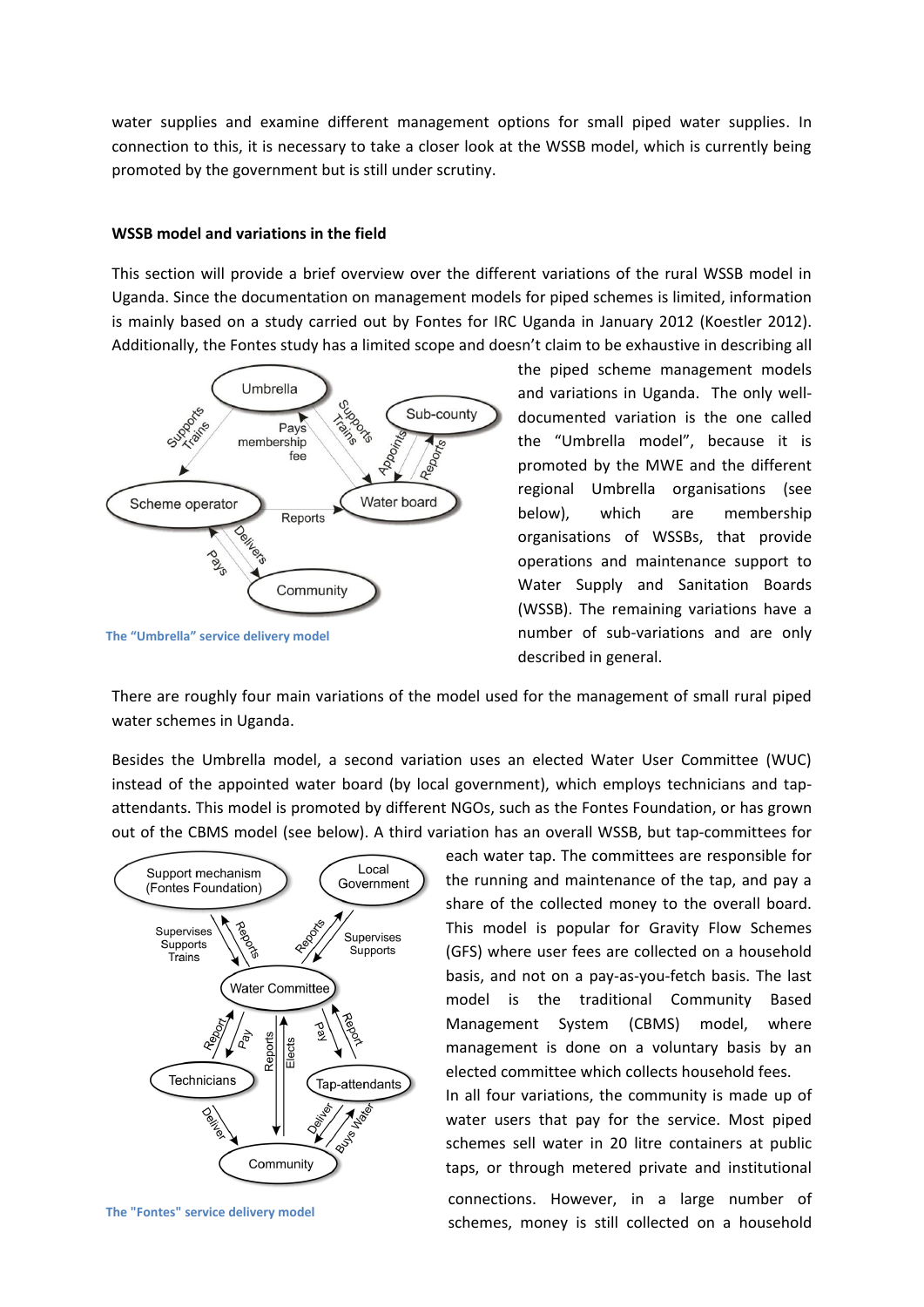water supplies and examine different management options for small piped water supplies. In connection to this, it is necessary to take a closer look at the WSSB model, which is currently being promoted by the government but is still under scrutiny.

**WSSB model and variations in the field**

This section will provide a brief overview over the different variations of the rural WSSB model in Uganda. Since the documentation on management models for piped schemes is limited, information is mainly based on a study carried out by Fontes for IRC Uganda in January 2012 (Koestler 2012). Additionally, the Fontes study has a limited scope and doesn't claim to be exhaustive in describing all the piped scheme management models and variations in Uganda. The only well-documented variation is the one called the "Umbrella model", because it is promoted by the MWE and the different regional Umbrella organisations (see below), which are membership organisations of WSSBs, that provide operations and maintenance support to Water Supply and Sanitation Boards (WSSB). The remaining variations have a number of sub-variations and are only described in general.

Umbrella
Sub-county
Scheme operator
Water board
Community
Supports Trains
Pays membership fee
Supports Trains
Appoints
Reports
Reports
Delivers
Pays

The "Umbrella" service delivery model

There are roughly four main variations of the model used for the management of small rural piped water schemes in Uganda.

Besides the Umbrella model, a second variation uses an elected Water User Committee (WUC) instead of the appointed water board (by local government), which employs technicians and tap-attendants. This model is promoted by different NGOs, such as the Fontes Foundation, or has grown out of the CBMS model (see below). A third variation has an overall WSSB, but tap-committees for each water tap. The committees are responsible for the running and maintenance of the tap, and pay a share of the collected money to the overall board. This model is popular for Gravity Flow Schemes (GFS) where user fees are collected on a household basis, and not on a pay-as-you-fetch basis. The last model is the traditional Community Based Management System (CBMS) model, where management is done on a voluntary basis by an elected committee which collects household fees.

In all four variations, the community is made up of water users that pay for the service. Most piped schemes sell water in 20 litre containers at public taps, or through metered private and institutional connections. However, in a large number of schemes, money is still collected on a household

Support mechanism (Fontes Foundation)
Local Government
Supervises Supports Trains
Reports
Reports
Supervises Supports
Water Committee
Report
Pay
Reports
Elects
Pay
Report
Technicians
Tap-attendants
Deliver
Deliver
Buys Water
Community

The "Fontes" service delivery model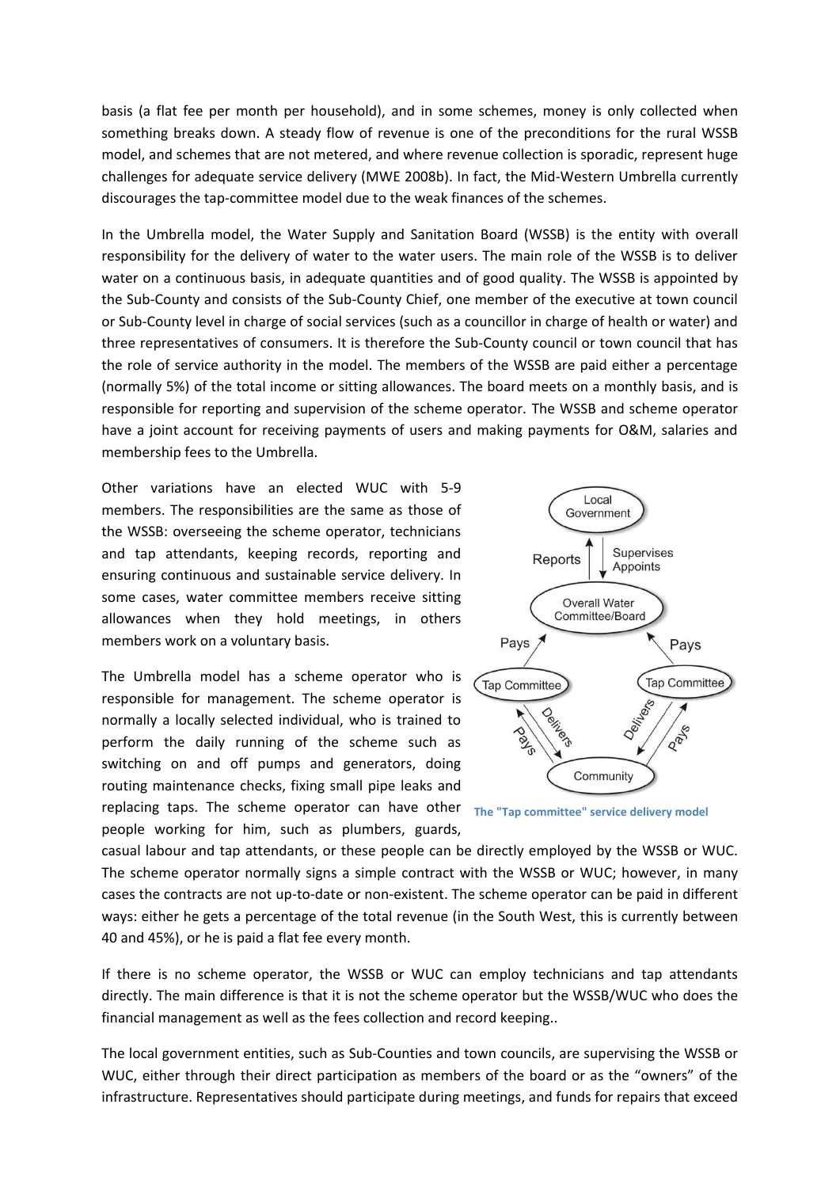basis (a flat fee per month per household), and in some schemes, money is only collected when something breaks down. A steady flow of revenue is one of the preconditions for the rural WSSB model, and schemes that are not metered, and where revenue collection is sporadic, represent huge challenges for adequate service delivery (MWE 2008b). In fact, the Mid-Western Umbrella currently discourages the tap-committee model due to the weak finances of the schemes.

In the Umbrella model, the Water Supply and Sanitation Board (WSSB) is the entity with overall responsibility for the delivery of water to the water users. The main role of the WSSB is to deliver water on a continuous basis, in adequate quantities and of good quality. The WSSB is appointed by the Sub-County and consists of the Sub-County Chief, one member of the executive at town council or Sub-County level in charge of social services (such as a councillor in charge of health or water) and three representatives of consumers. It is therefore the Sub-County council or town council that has the role of service authority in the model. The members of the WSSB are paid either a percentage (normally 5%) of the total income or sitting allowances. The board meets on a monthly basis, and is responsible for reporting and supervision of the scheme operator. The WSSB and scheme operator have a joint account for receiving payments of users and making payments for O&M, salaries and membership fees to the Umbrella.

Other variations have an elected WUC with 5-9 members. The responsibilities are the same as those of the WSSB: overseeing the scheme operator, technicians and tap attendants, keeping records, reporting and ensuring continuous and sustainable service delivery. In some cases, water committee members receive sitting allowances when they hold meetings, in others members work on a voluntary basis.

Local Government

Reports

Supervises Appoints

Overall Water Committee/Board

Pays

Pays

Tap Committee

Tap Committee

Pays

Delivers

Delivers

Pays

Community

The "Tap committee" service delivery model

The Umbrella model has a scheme operator who is responsible for management. The scheme operator is normally a locally selected individual, who is trained to perform the daily running of the scheme such as switching on and off pumps and generators, doing routing maintenance checks, fixing small pipe leaks and replacing taps. The scheme operator can have other people working for him, such as plumbers, guards, casual labour and tap attendants, or these people can be directly employed by the WSSB or WUC. The scheme operator normally signs a simple contract with the WSSB or WUC; however, in many cases the contracts are not up-to-date or non-existent. The scheme operator can be paid in different ways: either he gets a percentage of the total revenue (in the South West, this is currently between 40 and 45%), or he is paid a flat fee every month.

If there is no scheme operator, the WSSB or WUC can employ technicians and tap attendants directly. The main difference is that it is not the scheme operator but the WSSB/WUC who does the financial management as well as the fees collection and record keeping..

The local government entities, such as Sub-Counties and town councils, are supervising the WSSB or WUC, either through their direct participation as members of the board or as the "owners" of the infrastructure. Representatives should participate during meetings, and funds for repairs that exceed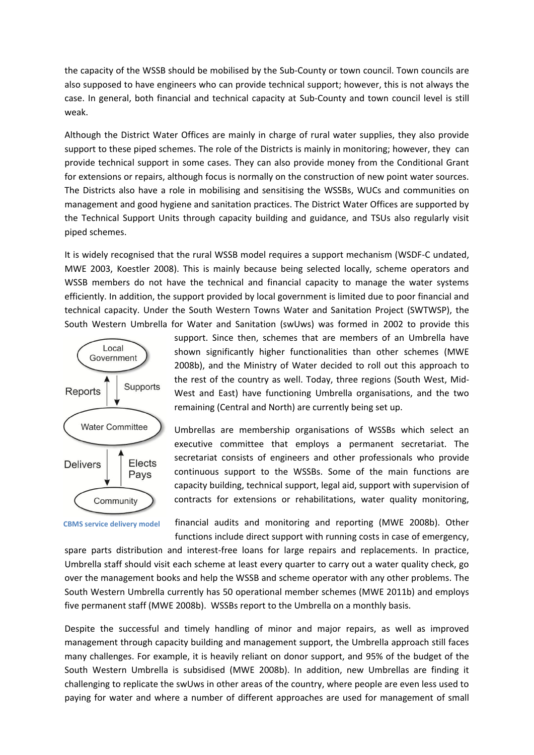the capacity of the WSSB should be mobilised by the Sub-County or town council. Town councils are also supposed to have engineers who can provide technical support; however, this is not always the case. In general, both financial and technical capacity at Sub-County and town council level is still weak.

Although the District Water Offices are mainly in charge of rural water supplies, they also provide support to these piped schemes. The role of the Districts is mainly in monitoring; however, they can provide technical support in some cases. They can also provide money from the Conditional Grant for extensions or repairs, although focus is normally on the construction of new point water sources. The Districts also have a role in mobilising and sensitising the WSSBs, WUCs and communities on management and good hygiene and sanitation practices. The District Water Offices are supported by the Technical Support Units through capacity building and guidance, and TSUs also regularly visit piped schemes.

It is widely recognised that the rural WSSB model requires a support mechanism (WSDF-C undated, MWE 2003, Koestler 2008). This is mainly because being selected locally, scheme operators and WSSB members do not have the technical and financial capacity to manage the water systems efficiently. In addition, the support provided by local government is limited due to poor financial and technical capacity. Under the South Western Towns Water and Sanitation Project (SWTWSP), the South Western Umbrella for Water and Sanitation (swUws) was formed in 2002 to provide this support. Since then, schemes that are members of an Umbrella have shown significantly higher functionalities than other schemes (MWE 2008b), and the Ministry of Water decided to roll out this approach to the rest of the country as well. Today, three regions (South West, Mid-West and East) have functioning Umbrella organisations, and the two remaining (Central and North) are currently being set up.

Local Government

Reports

Supports

Water Committee

Delivers

Elects
Pays

Community

**CBMS service delivery model**

Umbrellas are membership organisations of WSSBs which select an executive committee that employs a permanent secretariat. The secretariat consists of engineers and other professionals who provide continuous support to the WSSBs. Some of the main functions are capacity building, technical support, legal aid, support with supervision of contracts for extensions or rehabilitations, water quality monitoring, financial audits and monitoring and reporting (MWE 2008b). Other functions include direct support with running costs in case of emergency, spare parts distribution and interest-free loans for large repairs and replacements. In practice, Umbrella staff should visit each scheme at least every quarter to carry out a water quality check, go over the management books and help the WSSB and scheme operator with any other problems. The South Western Umbrella currently has 50 operational member schemes (MWE 2011b) and employs five permanent staff (MWE 2008b). WSSBs report to the Umbrella on a monthly basis.

Despite the successful and timely handling of minor and major repairs, as well as improved management through capacity building and management support, the Umbrella approach still faces many challenges. For example, it is heavily reliant on donor support, and 95% of the budget of the South Western Umbrella is subsidised (MWE 2008b). In addition, new Umbrellas are finding it challenging to replicate the swUws in other areas of the country, where people are even less used to paying for water and where a number of different approaches are used for management of small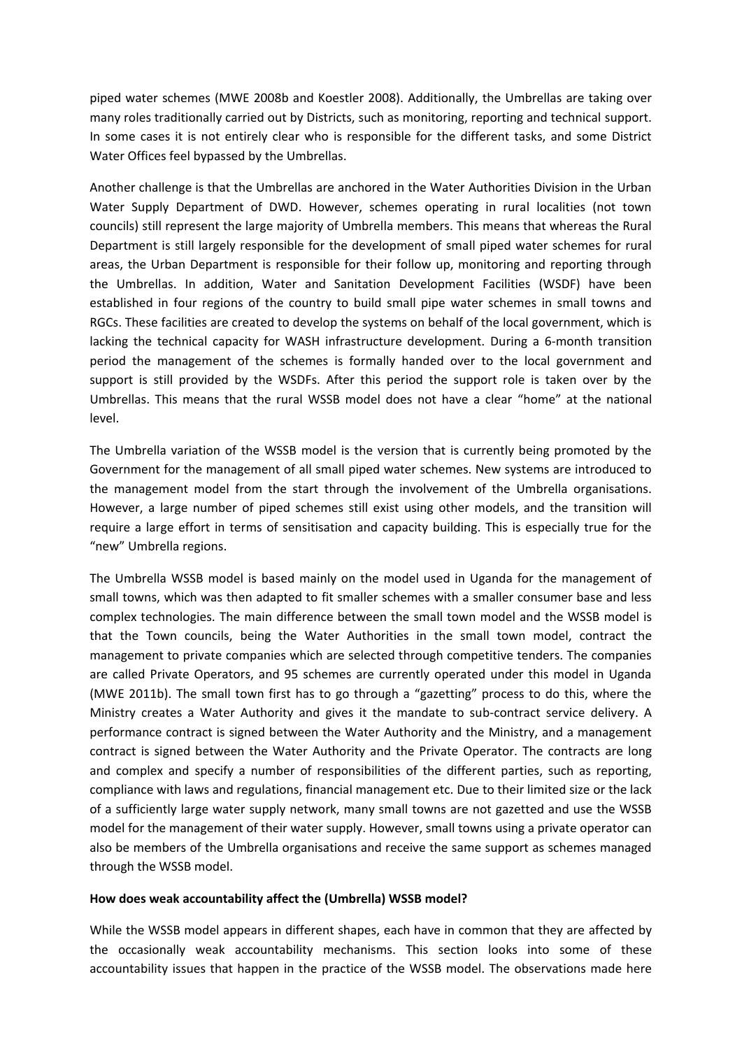piped water schemes (MWE 2008b and Koestler 2008). Additionally, the Umbrellas are taking over many roles traditionally carried out by Districts, such as monitoring, reporting and technical support. In some cases it is not entirely clear who is responsible for the different tasks, and some District Water Offices feel bypassed by the Umbrellas.

Another challenge is that the Umbrellas are anchored in the Water Authorities Division in the Urban Water Supply Department of DWD. However, schemes operating in rural localities (not town councils) still represent the large majority of Umbrella members. This means that whereas the Rural Department is still largely responsible for the development of small piped water schemes for rural areas, the Urban Department is responsible for their follow up, monitoring and reporting through the Umbrellas. In addition, Water and Sanitation Development Facilities (WSDF) have been established in four regions of the country to build small pipe water schemes in small towns and RGCs. These facilities are created to develop the systems on behalf of the local government, which is lacking the technical capacity for WASH infrastructure development. During a 6-month transition period the management of the schemes is formally handed over to the local government and support is still provided by the WSDFs. After this period the support role is taken over by the Umbrellas. This means that the rural WSSB model does not have a clear "home" at the national level.

The Umbrella variation of the WSSB model is the version that is currently being promoted by the Government for the management of all small piped water schemes. New systems are introduced to the management model from the start through the involvement of the Umbrella organisations. However, a large number of piped schemes still exist using other models, and the transition will require a large effort in terms of sensitisation and capacity building. This is especially true for the "new" Umbrella regions.

The Umbrella WSSB model is based mainly on the model used in Uganda for the management of small towns, which was then adapted to fit smaller schemes with a smaller consumer base and less complex technologies. The main difference between the small town model and the WSSB model is that the Town councils, being the Water Authorities in the small town model, contract the management to private companies which are selected through competitive tenders. The companies are called Private Operators, and 95 schemes are currently operated under this model in Uganda (MWE 2011b). The small town first has to go through a "gazetting" process to do this, where the Ministry creates a Water Authority and gives it the mandate to sub-contract service delivery. A performance contract is signed between the Water Authority and the Ministry, and a management contract is signed between the Water Authority and the Private Operator. The contracts are long and complex and specify a number of responsibilities of the different parties, such as reporting, compliance with laws and regulations, financial management etc. Due to their limited size or the lack of a sufficiently large water supply network, many small towns are not gazetted and use the WSSB model for the management of their water supply. However, small towns using a private operator can also be members of the Umbrella organisations and receive the same support as schemes managed through the WSSB model.

**How does weak accountability affect the (Umbrella) WSSB model?**

While the WSSB model appears in different shapes, each have in common that they are affected by the occasionally weak accountability mechanisms. This section looks into some of these accountability issues that happen in the practice of the WSSB model. The observations made here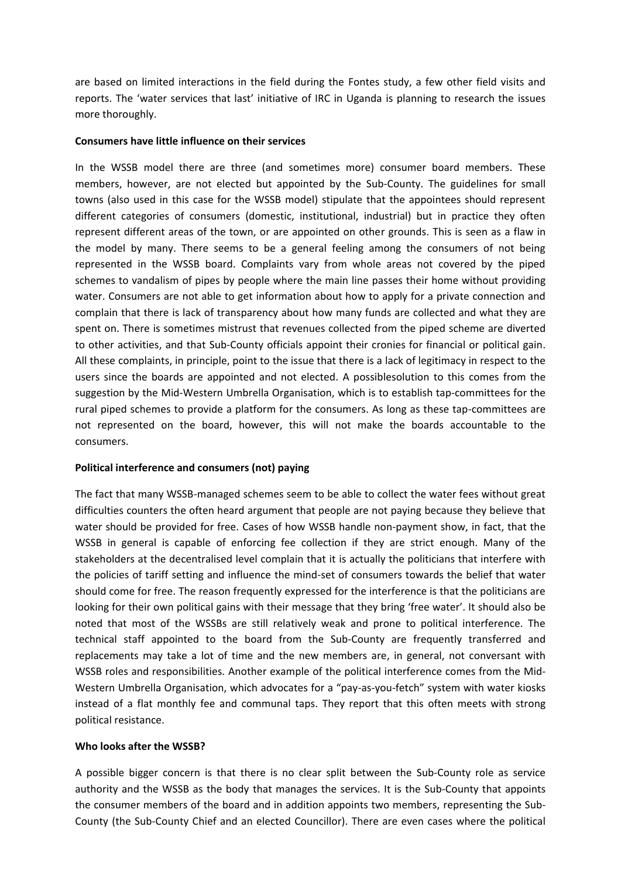are based on limited interactions in the field during the Fontes study, a few other field visits and reports. The 'water services that last' initiative of IRC in Uganda is planning to research the issues more thoroughly.

**Consumers have little influence on their services**

In the WSSB model there are three (and sometimes more) consumer board members. These members, however, are not elected but appointed by the Sub-County. The guidelines for small towns (also used in this case for the WSSB model) stipulate that the appointees should represent different categories of consumers (domestic, institutional, industrial) but in practice they often represent different areas of the town, or are appointed on other grounds. This is seen as a flaw in the model by many. There seems to be a general feeling among the consumers of not being represented in the WSSB board. Complaints vary from whole areas not covered by the piped schemes to vandalism of pipes by people where the main line passes their home without providing water. Consumers are not able to get information about how to apply for a private connection and complain that there is lack of transparency about how many funds are collected and what they are spent on. There is sometimes mistrust that revenues collected from the piped scheme are diverted to other activities, and that Sub-County officials appoint their cronies for financial or political gain. All these complaints, in principle, point to the issue that there is a lack of legitimacy in respect to the users since the boards are appointed and not elected. A possiblesolution to this comes from the suggestion by the Mid-Western Umbrella Organisation, which is to establish tap-committees for the rural piped schemes to provide a platform for the consumers. As long as these tap-committees are not represented on the board, however, this will not make the boards accountable to the consumers.

**Political interference and consumers (not) paying**

The fact that many WSSB-managed schemes seem to be able to collect the water fees without great difficulties counters the often heard argument that people are not paying because they believe that water should be provided for free. Cases of how WSSB handle non-payment show, in fact, that the WSSB in general is capable of enforcing fee collection if they are strict enough. Many of the stakeholders at the decentralised level complain that it is actually the politicians that interfere with the policies of tariff setting and influence the mind-set of consumers towards the belief that water should come for free. The reason frequently expressed for the interference is that the politicians are looking for their own political gains with their message that they bring 'free water'. It should also be noted that most of the WSSBs are still relatively weak and prone to political interference. The technical staff appointed to the board from the Sub-County are frequently transferred and replacements may take a lot of time and the new members are, in general, not conversant with WSSB roles and responsibilities. Another example of the political interference comes from the Mid-Western Umbrella Organisation, which advocates for a "pay-as-you-fetch" system with water kiosks instead of a flat monthly fee and communal taps. They report that this often meets with strong political resistance.

**Who looks after the WSSB?**

A possible bigger concern is that there is no clear split between the Sub-County role as service authority and the WSSB as the body that manages the services. It is the Sub-County that appoints the consumer members of the board and in addition appoints two members, representing the Sub-County (the Sub-County Chief and an elected Councillor). There are even cases where the political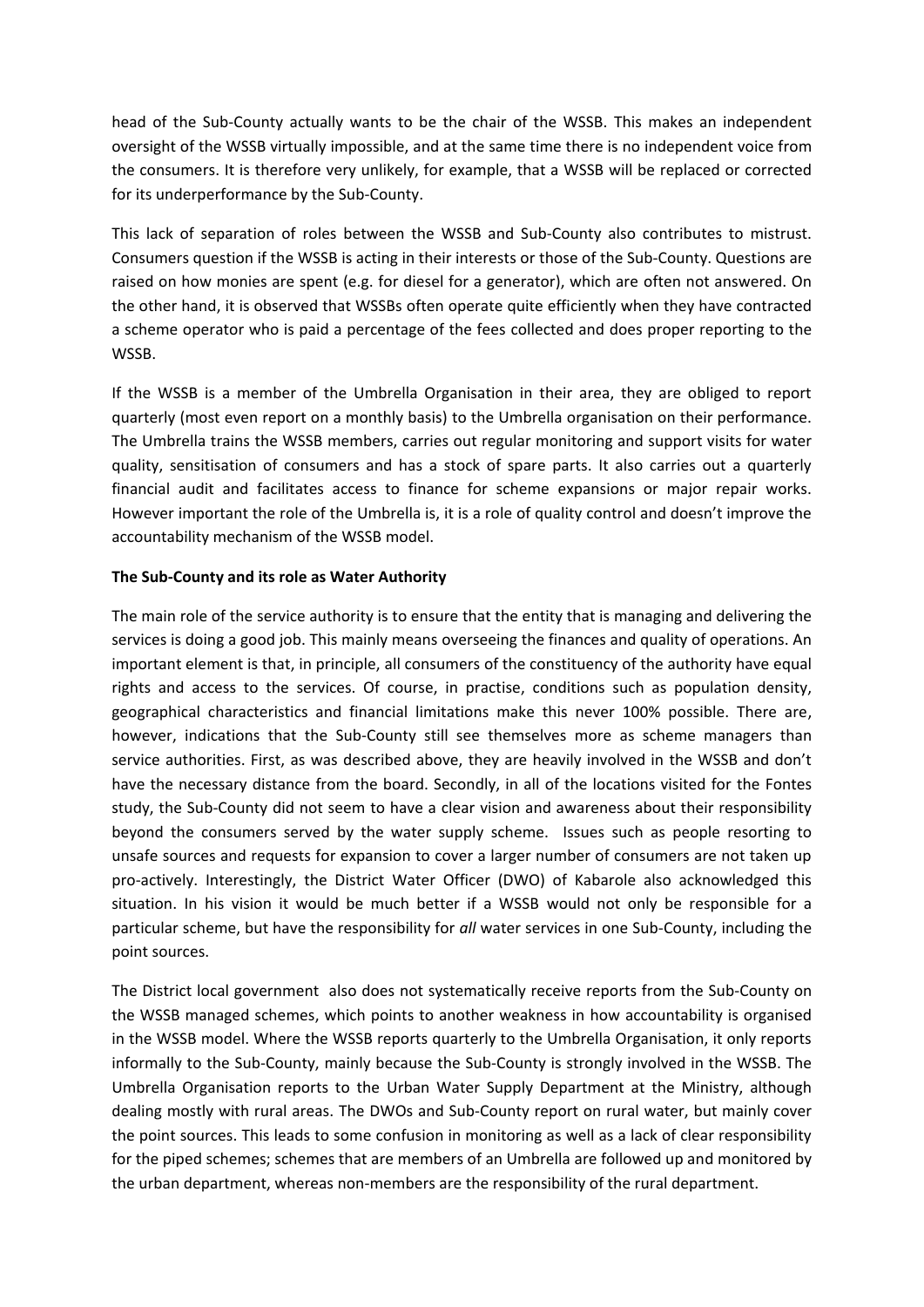head of the Sub-County actually wants to be the chair of the WSSB. This makes an independent oversight of the WSSB virtually impossible, and at the same time there is no independent voice from the consumers. It is therefore very unlikely, for example, that a WSSB will be replaced or corrected for its underperformance by the Sub-County.

This lack of separation of roles between the WSSB and Sub-County also contributes to mistrust. Consumers question if the WSSB is acting in their interests or those of the Sub-County. Questions are raised on how monies are spent (e.g. for diesel for a generator), which are often not answered. On the other hand, it is observed that WSSBs often operate quite efficiently when they have contracted a scheme operator who is paid a percentage of the fees collected and does proper reporting to the WSSB.

If the WSSB is a member of the Umbrella Organisation in their area, they are obliged to report quarterly (most even report on a monthly basis) to the Umbrella organisation on their performance. The Umbrella trains the WSSB members, carries out regular monitoring and support visits for water quality, sensitisation of consumers and has a stock of spare parts. It also carries out a quarterly financial audit and facilitates access to finance for scheme expansions or major repair works. However important the role of the Umbrella is, it is a role of quality control and doesn't improve the accountability mechanism of the WSSB model.

**The Sub-County and its role as Water Authority**

The main role of the service authority is to ensure that the entity that is managing and delivering the services is doing a good job. This mainly means overseeing the finances and quality of operations. An important element is that, in principle, all consumers of the constituency of the authority have equal rights and access to the services. Of course, in practise, conditions such as population density, geographical characteristics and financial limitations make this never 100% possible. There are, however, indications that the Sub-County still see themselves more as scheme managers than service authorities. First, as was described above, they are heavily involved in the WSSB and don't have the necessary distance from the board. Secondly, in all of the locations visited for the Fontes study, the Sub-County did not seem to have a clear vision and awareness about their responsibility beyond the consumers served by the water supply scheme. Issues such as people resorting to unsafe sources and requests for expansion to cover a larger number of consumers are not taken up pro-actively. Interestingly, the District Water Officer (DWO) of Kabarole also acknowledged this situation. In his vision it would be much better if a WSSB would not only be responsible for a particular scheme, but have the responsibility for *all* water services in one Sub-County, including the point sources.

The District local government also does not systematically receive reports from the Sub-County on the WSSB managed schemes, which points to another weakness in how accountability is organised in the WSSB model. Where the WSSB reports quarterly to the Umbrella Organisation, it only reports informally to the Sub-County, mainly because the Sub-County is strongly involved in the WSSB. The Umbrella Organisation reports to the Urban Water Supply Department at the Ministry, although dealing mostly with rural areas. The DWOs and Sub-County report on rural water, but mainly cover the point sources. This leads to some confusion in monitoring as well as a lack of clear responsibility for the piped schemes; schemes that are members of an Umbrella are followed up and monitored by the urban department, whereas non-members are the responsibility of the rural department.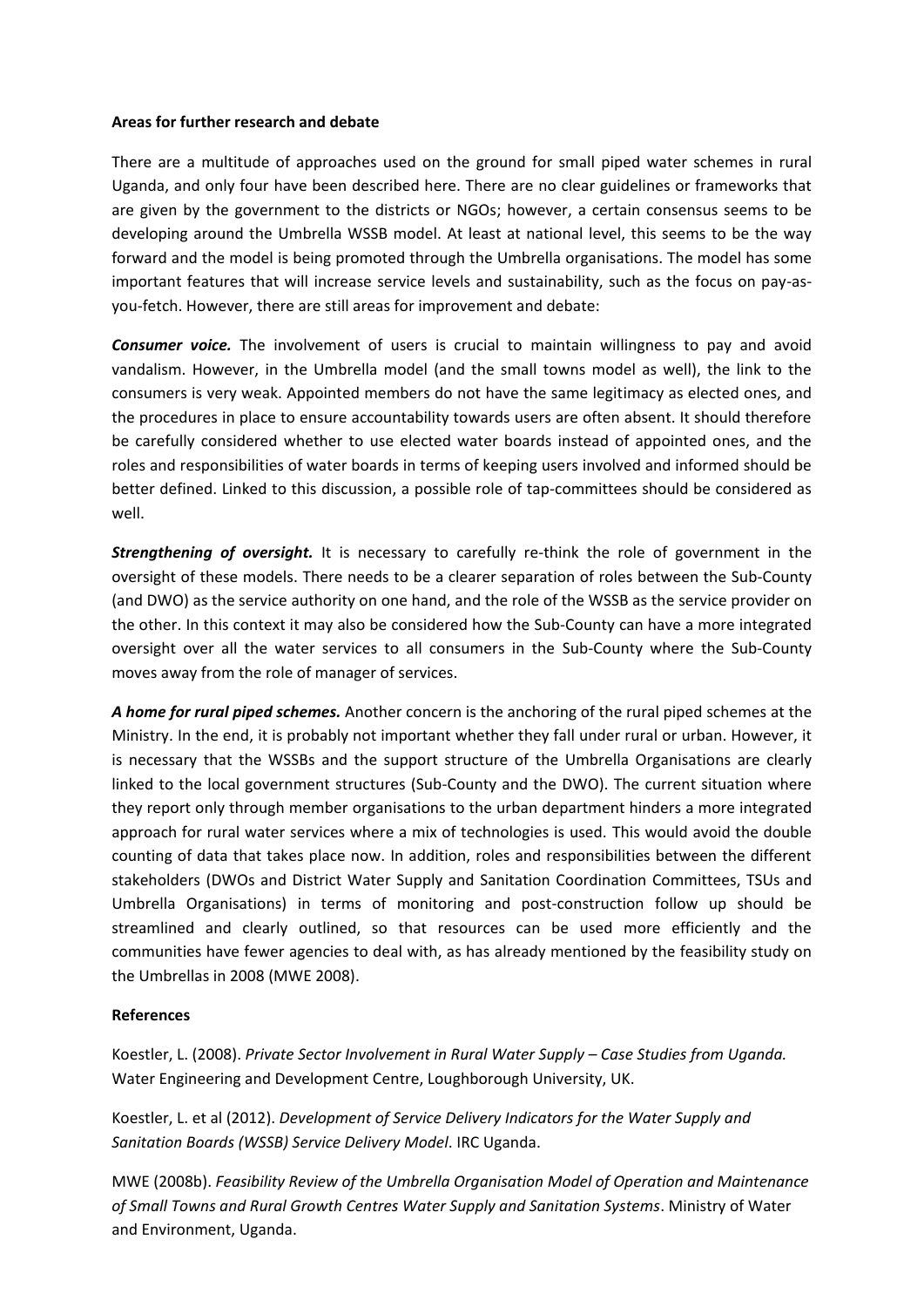**Areas for further research and debate**

There are a multitude of approaches used on the ground for small piped water schemes in rural Uganda, and only four have been described here. There are no clear guidelines or frameworks that are given by the government to the districts or NGOs; however, a certain consensus seems to be developing around the Umbrella WSSB model. At least at national level, this seems to be the way forward and the model is being promoted through the Umbrella organisations. The model has some important features that will increase service levels and sustainability, such as the focus on pay-as-you-fetch. However, there are still areas for improvement and debate:

***Consumer voice.*** The involvement of users is crucial to maintain willingness to pay and avoid vandalism. However, in the Umbrella model (and the small towns model as well), the link to the consumers is very weak. Appointed members do not have the same legitimacy as elected ones, and the procedures in place to ensure accountability towards users are often absent. It should therefore be carefully considered whether to use elected water boards instead of appointed ones, and the roles and responsibilities of water boards in terms of keeping users involved and informed should be better defined. Linked to this discussion, a possible role of tap-committees should be considered as well.

***Strengthening of oversight.*** It is necessary to carefully re-think the role of government in the oversight of these models. There needs to be a clearer separation of roles between the Sub-County (and DWO) as the service authority on one hand, and the role of the WSSB as the service provider on the other. In this context it may also be considered how the Sub-County can have a more integrated oversight over all the water services to all consumers in the Sub-County where the Sub-County moves away from the role of manager of services.

***A home for rural piped schemes.*** Another concern is the anchoring of the rural piped schemes at the Ministry. In the end, it is probably not important whether they fall under rural or urban. However, it is necessary that the WSSBs and the support structure of the Umbrella Organisations are clearly linked to the local government structures (Sub-County and the DWO). The current situation where they report only through member organisations to the urban department hinders a more integrated approach for rural water services where a mix of technologies is used. This would avoid the double counting of data that takes place now. In addition, roles and responsibilities between the different stakeholders (DWOs and District Water Supply and Sanitation Coordination Committees, TSUs and Umbrella Organisations) in terms of monitoring and post-construction follow up should be streamlined and clearly outlined, so that resources can be used more efficiently and the communities have fewer agencies to deal with, as has already mentioned by the feasibility study on the Umbrellas in 2008 (MWE 2008).

**References**

Koestler, L. (2008). *Private Sector Involvement in Rural Water Supply – Case Studies from Uganda.* Water Engineering and Development Centre, Loughborough University, UK.

Koestler, L. et al (2012). *Development of Service Delivery Indicators for the Water Supply and Sanitation Boards (WSSB) Service Delivery Model*. IRC Uganda.

MWE (2008b). *Feasibility Review of the Umbrella Organisation Model of Operation and Maintenance of Small Towns and Rural Growth Centres Water Supply and Sanitation Systems*. Ministry of Water and Environment, Uganda.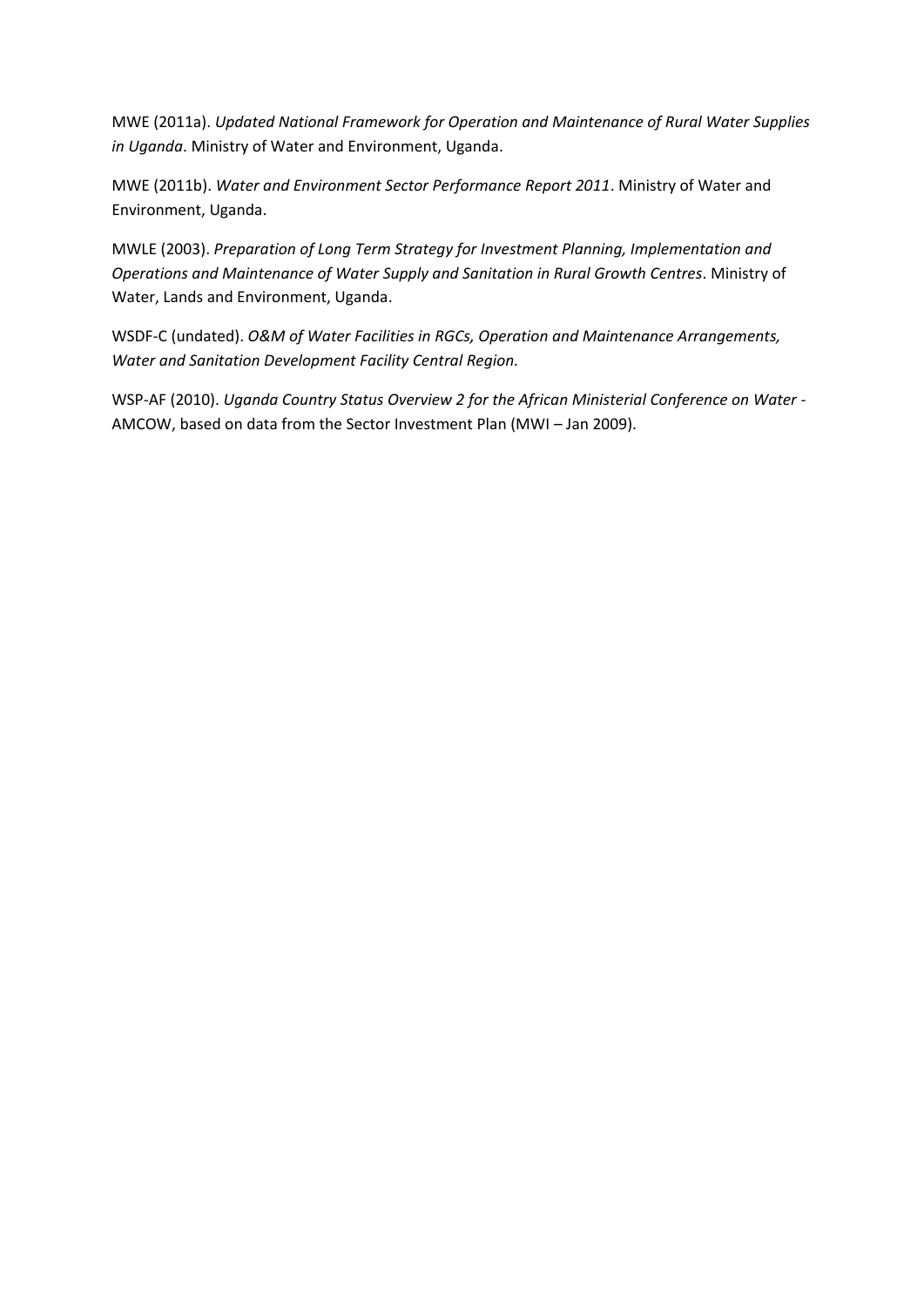MWE (2011a). *Updated National Framework for Operation and Maintenance of Rural Water Supplies in Uganda*. Ministry of Water and Environment, Uganda.

MWE (2011b). *Water and Environment Sector Performance Report 2011*. Ministry of Water and Environment, Uganda.

MWLE (2003). *Preparation of Long Term Strategy for Investment Planning, Implementation and Operations and Maintenance of Water Supply and Sanitation in Rural Growth Centres*. Ministry of Water, Lands and Environment, Uganda.

WSDF-C (undated). *O&M of Water Facilities in RGCs, Operation and Maintenance Arrangements, Water and Sanitation Development Facility Central Region.*

WSP-AF (2010). *Uganda Country Status Overview 2 for the African Ministerial Conference on Water* - AMCOW, based on data from the Sector Investment Plan (MWI – Jan 2009).